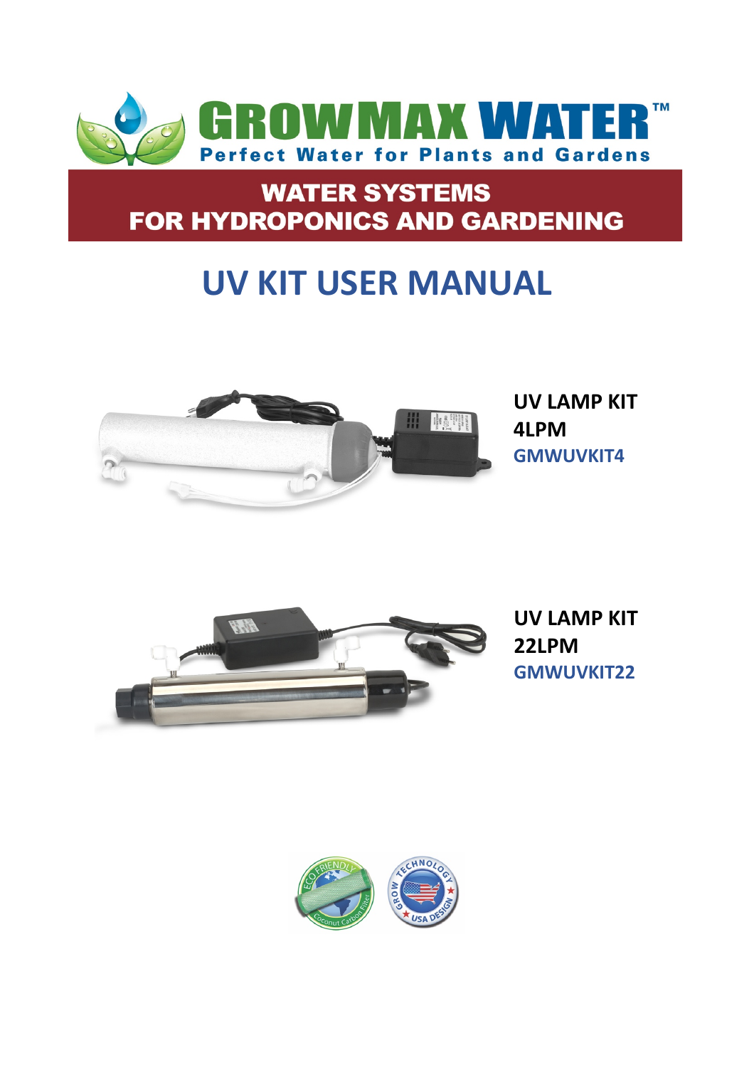GROWMAX WATER™

Perfect Water for Plants and Gardens

**WATER SYSTEMS**
**FOR HYDROPONICS AND GARDENING**

# UV KIT USER MANUAL

**UV LAMP KIT**
**4LPM**
**GMWUVKIT4**

**UV LAMP KIT**
**22LPM**
**GMWUVKIT22**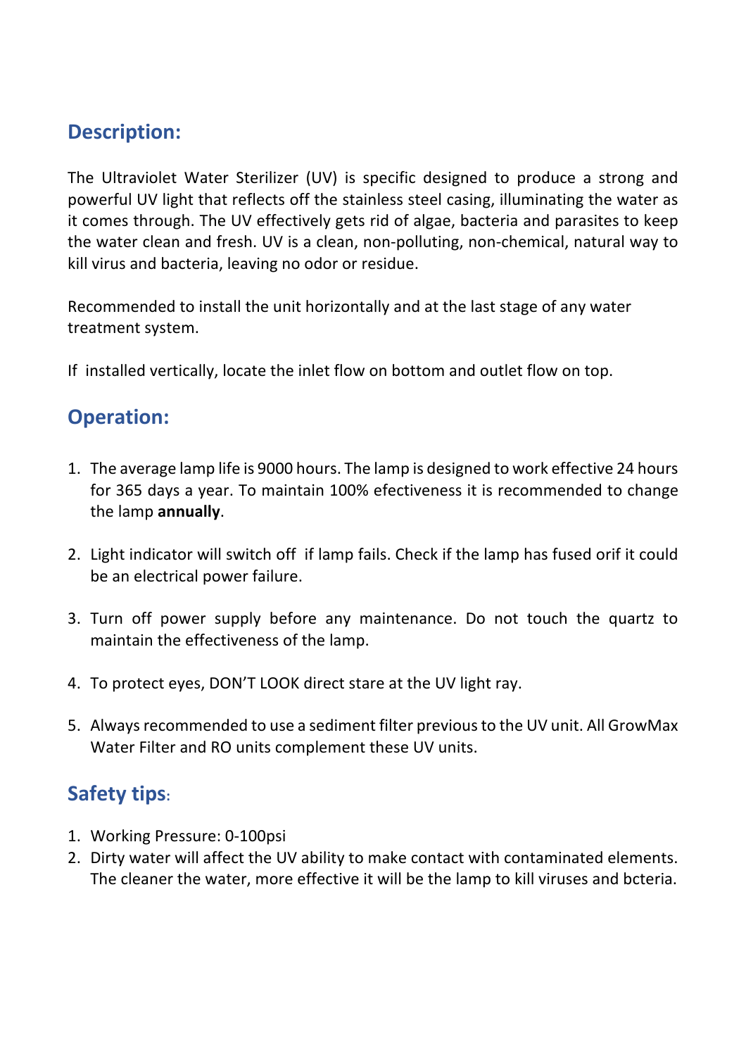## Description:

The Ultraviolet Water Sterilizer (UV) is specific designed to produce a strong and powerful UV light that reflects off the stainless steel casing, illuminating the water as it comes through. The UV effectively gets rid of algae, bacteria and parasites to keep the water clean and fresh. UV is a clean, non-polluting, non-chemical, natural way to kill virus and bacteria, leaving no odor or residue.

Recommended to install the unit horizontally and at the last stage of any water treatment system.

If installed vertically, locate the inlet flow on bottom and outlet flow on top.

## Operation:

1. The average lamp life is 9000 hours. The lamp is designed to work effective 24 hours for 365 days a year. To maintain 100% efectiveness it is recommended to change the lamp **annually**.

2. Light indicator will switch off if lamp fails. Check if the lamp has fused orif it could be an electrical power failure.

3. Turn off power supply before any maintenance. Do not touch the quartz to maintain the effectiveness of the lamp.

4. To protect eyes, DON'T LOOK direct stare at the UV light ray.

5. Always recommended to use a sediment filter previous to the UV unit. All GrowMax Water Filter and RO units complement these UV units.

## Safety tips:

1. Working Pressure: 0-100psi
2. Dirty water will affect the UV ability to make contact with contaminated elements. The cleaner the water, more effective it will be the lamp to kill viruses and bcteria.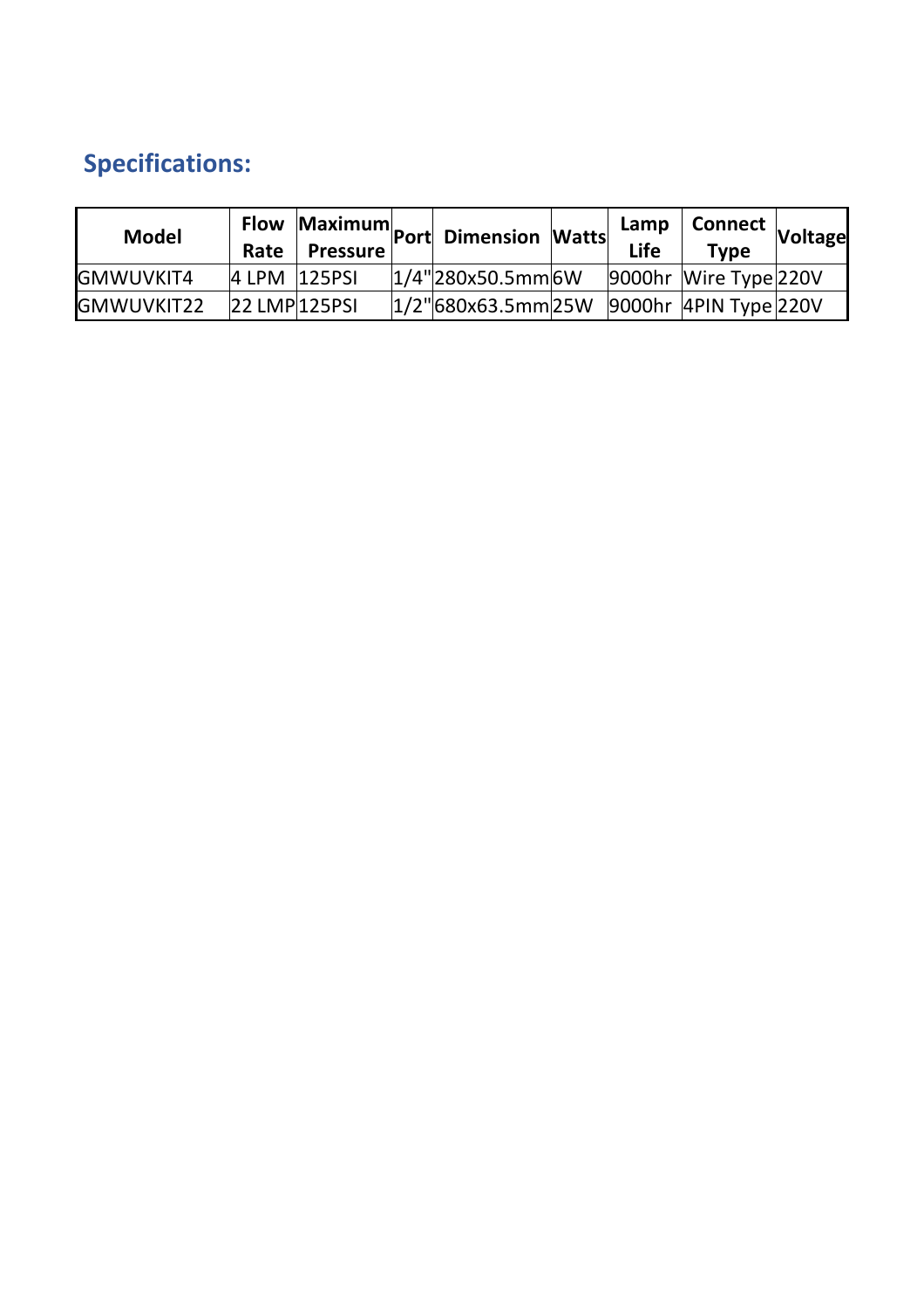## Specifications:

| Model | Flow Rate | Maximum Pressure | Port | Dimension | Watts | Lamp Life | Connect Type | Voltage |
|---|---|---|---|---|---|---|---|---|
| GMWUVKIT4 | 4 LPM | 125PSI | 1/4" | 280x50.5mm | 6W | 9000hr | Wire Type | 220V |
| GMWUVKIT22 | 22 LMP | 125PSI | 1/2" | 680x63.5mm | 25W | 9000hr | 4PIN Type | 220V |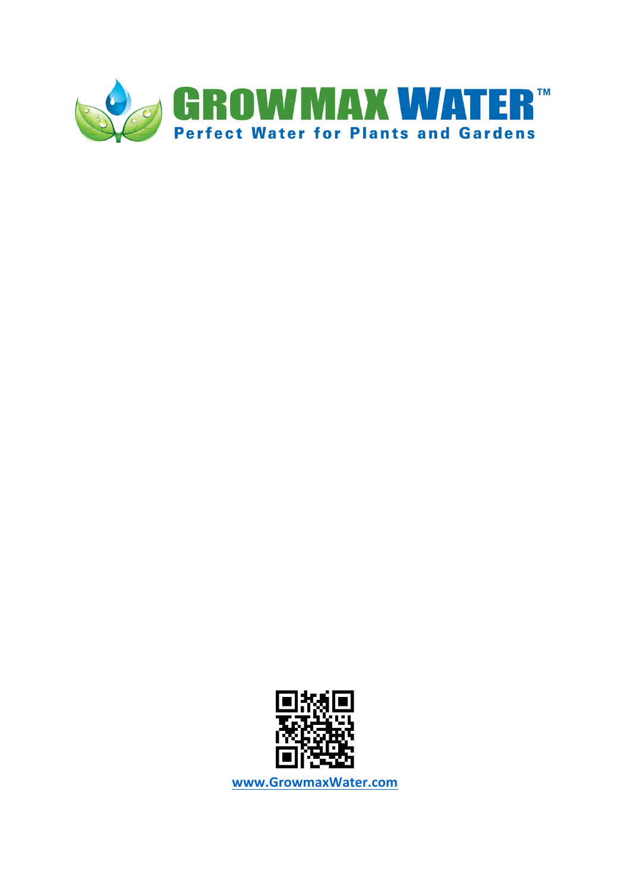# GROWMAX WATER™

**Perfect Water for Plants and Gardens**

[www.GrowmaxWater.com](http://www.GrowmaxWater.com)